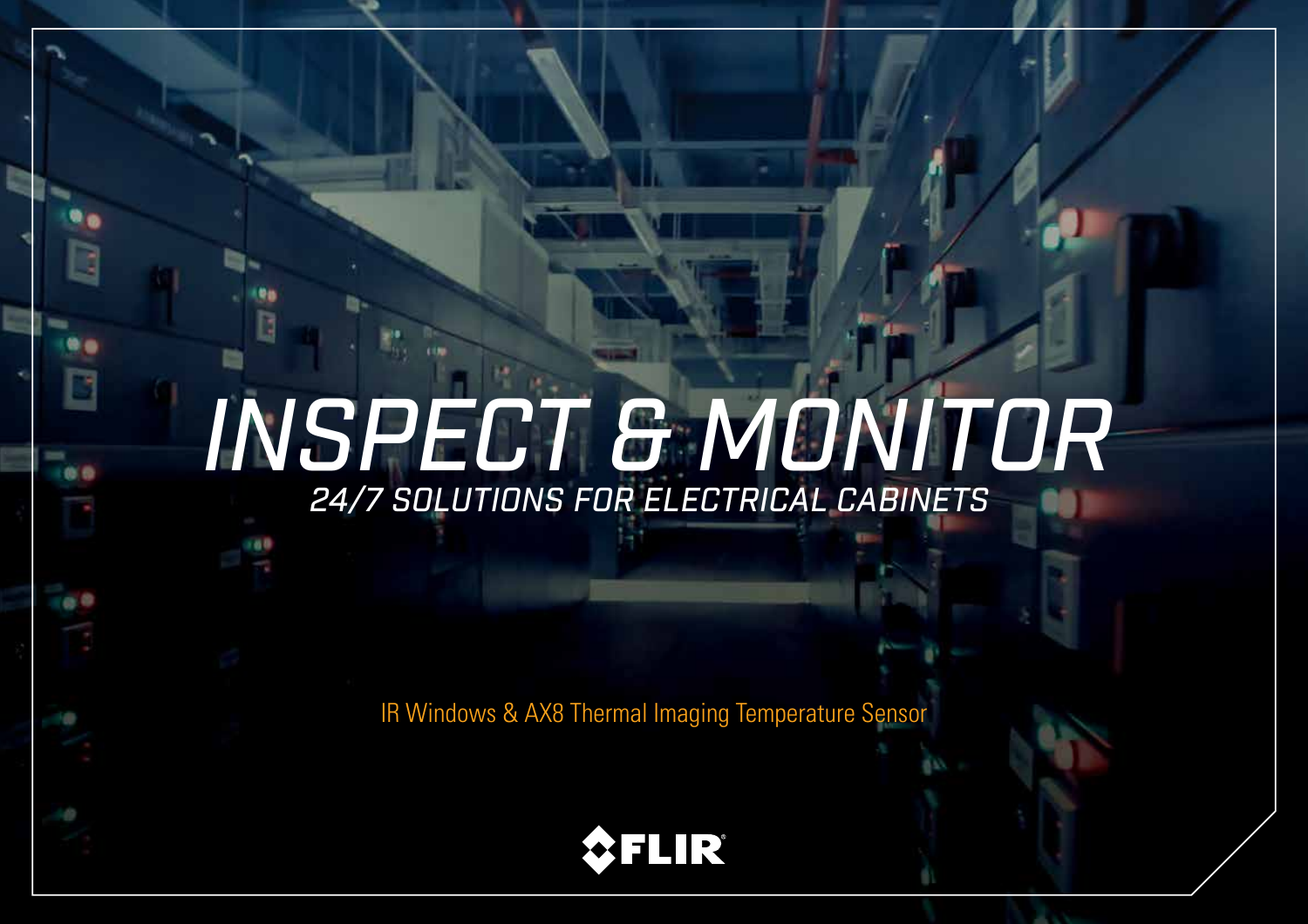# INSPECT & MONITOR

## 24/7 SOLUTIONS FOR ELECTRICAL CABINETS

IR Windows & AX8 Thermal Imaging Temperature Sensor

FLIR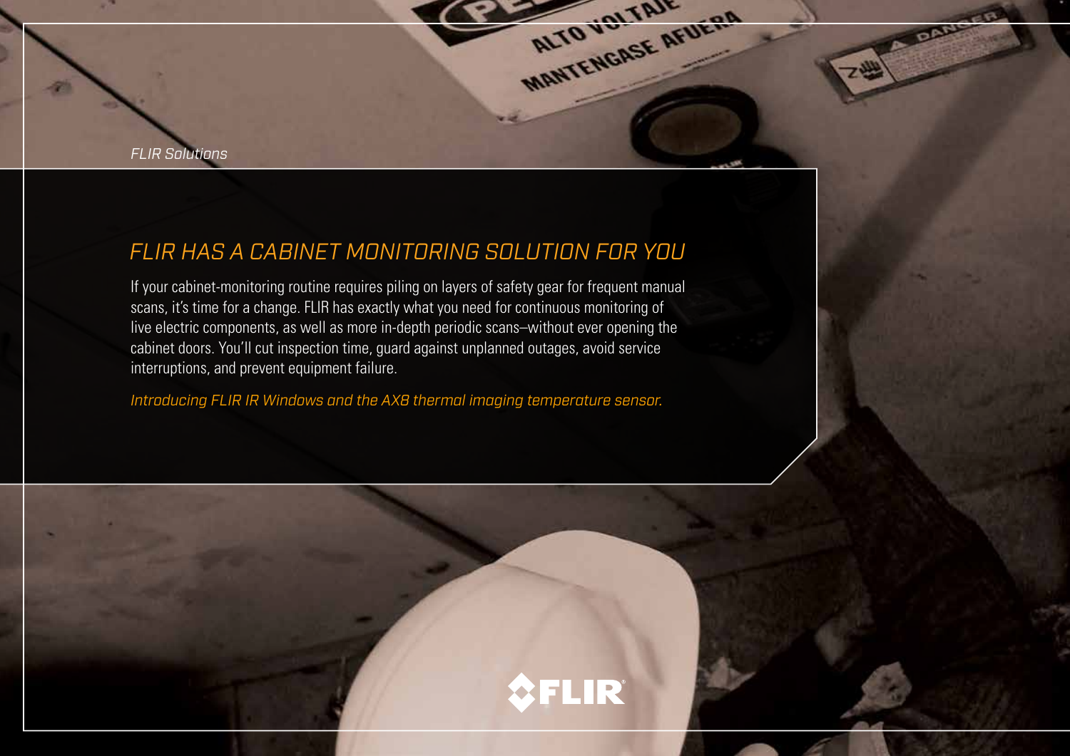*FLIR Solutions*

## FLIR HAS A CABINET MONITORING SOLUTION FOR YOU

If your cabinet-monitoring routine requires piling on layers of safety gear for frequent manual scans, it's time for a change. FLIR has exactly what you need for continuous monitoring of live electric components, as well as more in-depth periodic scans–without ever opening the cabinet doors. You'll cut inspection time, guard against unplanned outages, avoid service interruptions, and prevent equipment failure.

*Introducing FLIR IR Windows and the AX8 thermal imaging temperature sensor.*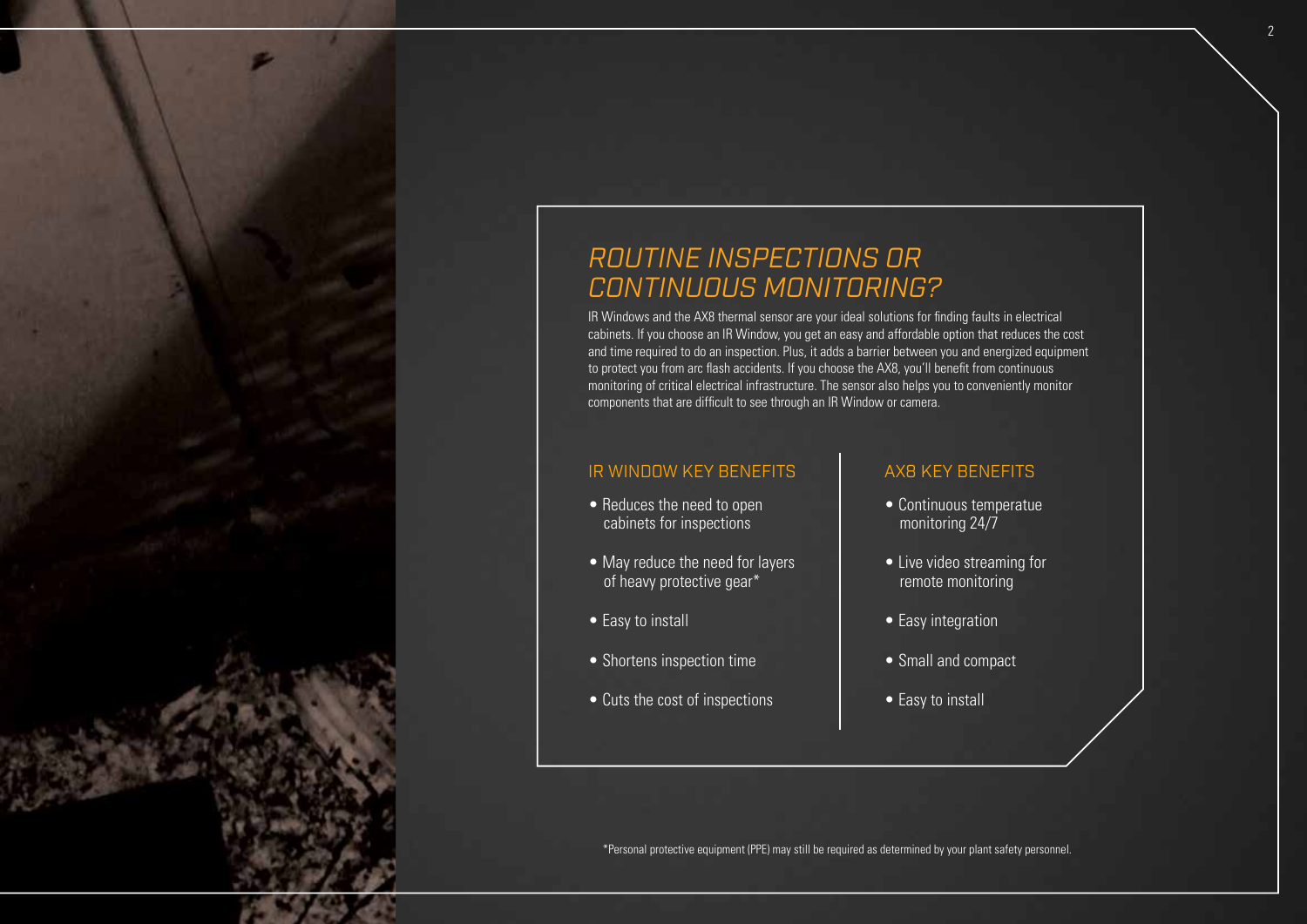# *ROUTINE INSPECTIONS OR CONTINUOUS MONITORING?*

IR Windows and the AX8 thermal sensor are your ideal solutions for finding faults in electrical cabinets. If you choose an IR Window, you get an easy and affordable option that reduces the cost and time required to do an inspection. Plus, it adds a barrier between you and energized equipment to protect you from arc flash accidents. If you choose the AX8, you'll benefit from continuous monitoring of critical electrical infrastructure. The sensor also helps you to conveniently monitor components that are difficult to see through an IR Window or camera.

## IR WINDOW KEY BENEFITS

- Reduces the need to open cabinets for inspections
- May reduce the need for layers of heavy protective gear*
- Easy to install
- Shortens inspection time
- Cuts the cost of inspections

## AX8 KEY BENEFITS

- Continuous temperatue monitoring 24/7
- Live video streaming for remote monitoring
- Easy integration
- Small and compact
- Easy to install

*Personal protective equipment (PPE) may still be required as determined by your plant safety personnel.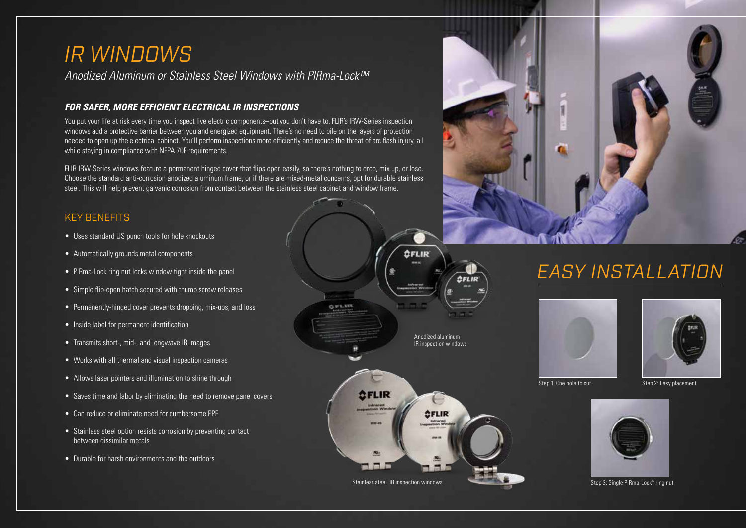# IR WINDOWS

*Anodized Aluminum or Stainless Steel Windows with PIRma-Lock™*

### *FOR SAFER, MORE EFFICIENT ELECTRICAL IR INSPECTIONS*

You put your life at risk every time you inspect live electric components–but you don't have to. FLIR's IRW-Series inspection windows add a protective barrier between you and energized equipment. There's no need to pile on the layers of protection needed to open up the electrical cabinet. You'll perform inspections more efficiently and reduce the threat of arc flash injury, all while staying in compliance with NFPA 70E requirements.

FLIR IRW-Series windows feature a permanent hinged cover that flips open easily, so there's nothing to drop, mix up, or lose. Choose the standard anti-corrosion anodized aluminum frame, or if there are mixed-metal concerns, opt for durable stainless steel. This will help prevent galvanic corrosion from contact between the stainless steel cabinet and window frame.

## KEY BENEFITS

- Uses standard US punch tools for hole knockouts
- Automatically grounds metal components
- PIRma-Lock ring nut locks window tight inside the panel
- Simple flip-open hatch secured with thumb screw releases
- Permanently-hinged cover prevents dropping, mix-ups, and loss
- Inside label for permanent identification
- Transmits short-, mid-, and longwave IR images
- Works with all thermal and visual inspection cameras
- Allows laser pointers and illumination to shine through
- Saves time and labor by eliminating the need to remove panel covers
- Can reduce or eliminate need for cumbersome PPE
- Stainless steel option resists corrosion by preventing contact between dissimilar metals
- Durable for harsh environments and the outdoors

Anodized aluminum IR inspection windows

Stainless steel IR inspection windows

# EASY INSTALLATION

Step 1: One hole to cut

Step 2: Easy placement

Step 3: Single PIRma-Lock™ ring nut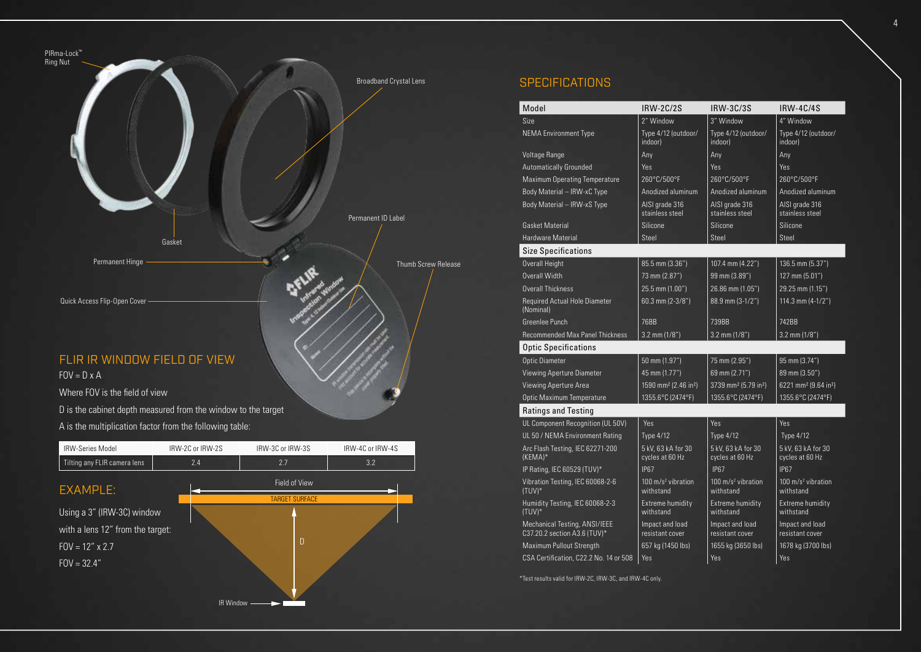PIRma-Lock™ Ring Nut

Broadband Crystal Lens

Gasket

Permanent ID Label

Permanent Hinge

Thumb Screw Release

Quick Access Flip-Open Cover

## FLIR IR WINDOW FIELD OF VIEW

FOV = D x A

Where FOV is the field of view

D is the cabinet depth measured from the window to the target

A is the multiplication factor from the following table:

| IRW-Series Model | IRW-2C or IRW-2S | IRW-3C or IRW-3S | IRW-4C or IRW-4S |
|---|---|---|---|
| Tilting any FLIR camera lens | 2.4 | 2.7 | 3.2 |

## EXAMPLE:

Using a 3" (IRW-3C) window with a lens 12" from the target:

FOV = 12" x 2.7

FOV = 32.4"

Field of View

TARGET SURFACE

D

IR Window

## SPECIFICATIONS

| Model | IRW-2C/2S | IRW-3C/3S | IRW-4C/4S |
|---|---|---|---|
| Size | 2" Window | 3" Window | 4" Window |
| NEMA Environment Type | Type 4/12 (outdoor/indoor) | Type 4/12 (outdoor/indoor) | Type 4/12 (outdoor/indoor) |
| Voltage Range | Any | Any | Any |
| Automatically Grounded | Yes | Yes | Yes |
| Maximum Operating Temperature | 260°C/500°F | 260°C/500°F | 260°C/500°F |
| Body Material – IRW-xC Type | Anodized aluminum | Anodized aluminum | Anodized aluminum |
| Body Material – IRW-xS Type | AISI grade 316 stainless steel | AISI grade 316 stainless steel | AISI grade 316 stainless steel |
| Gasket Material | Silicone | Silicone | Silicone |
| Hardware Material | Steel | Steel | Steel |
| **Size Specifications** | | | |
| Overall Height | 85.5 mm (3.36") | 107.4 mm (4.22") | 136.5 mm (5.37") |
| Overall Width | 73 mm (2.87") | 99 mm (3.89") | 127 mm (5.01") |
| Overall Thickness | 25.5 mm (1.00") | 26.86 mm (1.05") | 29.25 mm (1.15") |
| Required Actual Hole Diameter (Nominal) | 60.3 mm (2-3/8") | 88.9 mm (3-1/2") | 114.3 mm (4-1/2") |
| Greenlee Punch | 76BB | 739BB | 742BB |
| Recommended Max Panel Thickness | 3.2 mm (1/8") | 3.2 mm (1/8") | 3.2 mm (1/8") |
| **Optic Specifications** | | | |
| Optic Diameter | 50 mm (1.97") | 75 mm (2.95") | 95 mm (3.74") |
| Viewing Aperture Diameter | 45 mm (1.77") | 69 mm (2.71") | 89 mm (3.50") |
| Viewing Aperture Area | 1590 mm² (2.46 in²) | 3739 mm² (5.79 in²) | 6221 mm² (9.64 in²) |
| Optic Maximum Temperature | 1355.6°C (2474°F) | 1355.6°C (2474°F) | 1355.6°C (2474°F) |
| **Ratings and Testing** | | | |
| UL Component Recognition (UL 50V) | Yes | Yes | Yes |
| UL 50 / NEMA Environment Rating | Type 4/12 | Type 4/12 | Type 4/12 |
| Arc Flash Testing, IEC 62271-200 (KEMA)* | 5 kV, 63 kA for 30 cycles at 60 Hz | 5 kV, 63 kA for 30 cycles at 60 Hz | 5 kV, 63 kA for 30 cycles at 60 Hz |
| IP Rating, IEC 60529 (TUV)* | IP67 | IP67 | IP67 |
| Vibration Testing, IEC 60068-2-6 (TUV)* | 100 m/s² vibration withstand | 100 m/s² vibration withstand | 100 m/s² vibration withstand |
| Humidity Testing, IEC 60068-2-3 (TUV)* | Extreme humidity withstand | Extreme humidity withstand | Extreme humidity withstand |
| Mechanical Testing, ANSI/IEEE C37.20.2 section A3.6 (TUV)* | Impact and load resistant cover | Impact and load resistant cover | Impact and load resistant cover |
| Maximum Pullout Strength | 657 kg (1450 lbs) | 1655 kg (3650 lbs) | 1678 kg (3700 lbs) |
| CSA Certification, C22.2 No. 14 or 508 | Yes | Yes | Yes |

*Test results valid for IRW-2C, IRW-3C, and IRW-4C only.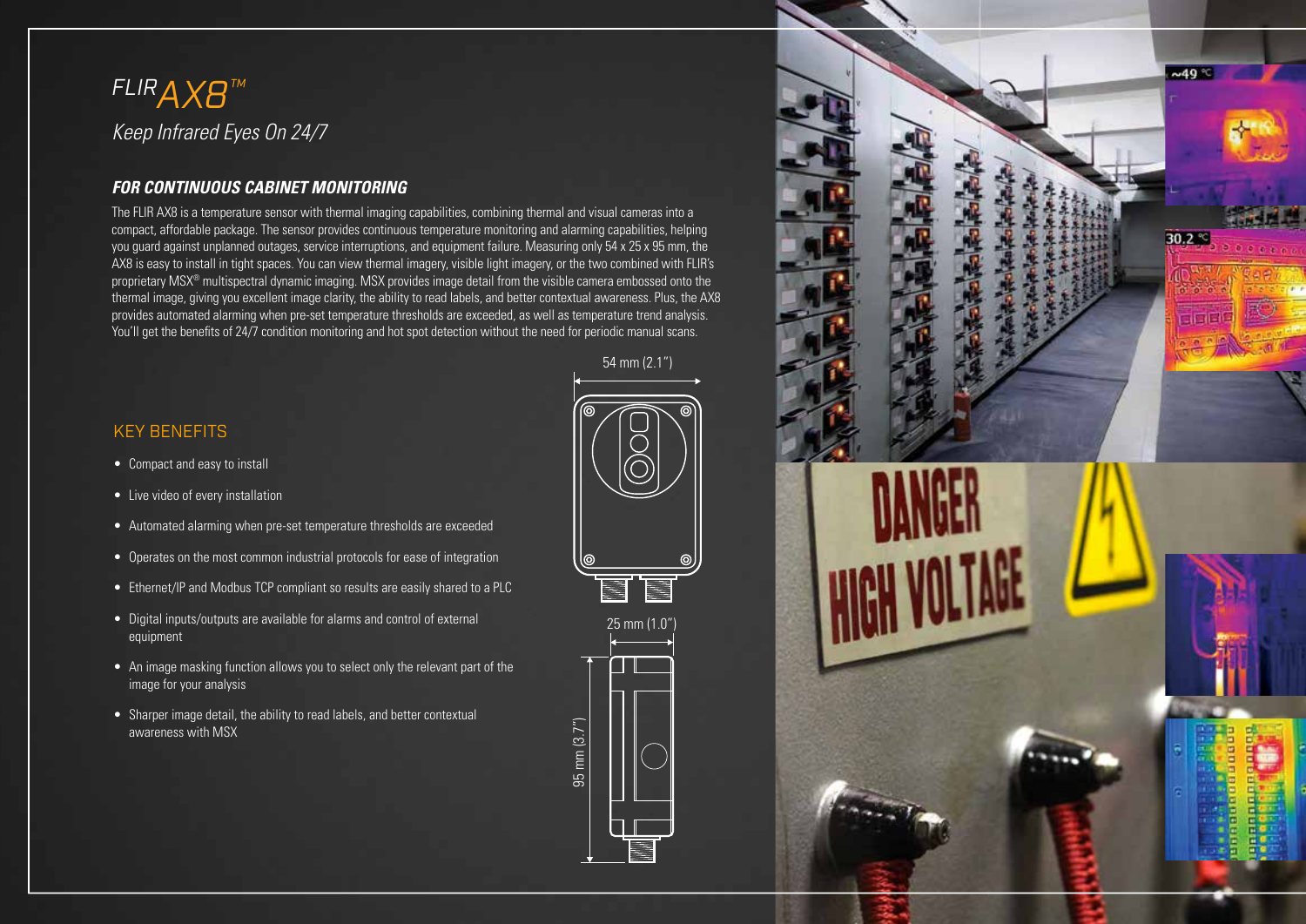# FLIR AX8™

*Keep Infrared Eyes On 24/7*

## FOR CONTINUOUS CABINET MONITORING

The FLIR AX8 is a temperature sensor with thermal imaging capabilities, combining thermal and visual cameras into a compact, affordable package. The sensor provides continuous temperature monitoring and alarming capabilities, helping you guard against unplanned outages, service interruptions, and equipment failure. Measuring only 54 x 25 x 95 mm, the AX8 is easy to install in tight spaces. You can view thermal imagery, visible light imagery, or the two combined with FLIR's proprietary MSX® multispectral dynamic imaging. MSX provides image detail from the visible camera embossed onto the thermal image, giving you excellent image clarity, the ability to read labels, and better contextual awareness. Plus, the AX8 provides automated alarming when pre-set temperature thresholds are exceeded, as well as temperature trend analysis. You'll get the benefits of 24/7 condition monitoring and hot spot detection without the need for periodic manual scans.

## KEY BENEFITS

- Compact and easy to install
- Live video of every installation
- Automated alarming when pre-set temperature thresholds are exceeded
- Operates on the most common industrial protocols for ease of integration
- Ethernet/IP and Modbus TCP compliant so results are easily shared to a PLC
- Digital inputs/outputs are available for alarms and control of external equipment
- An image masking function allows you to select only the relevant part of the image for your analysis
- Sharper image detail, the ability to read labels, and better contextual awareness with MSX

54 mm (2.1")

25 mm (1.0")

95 mm (3.7")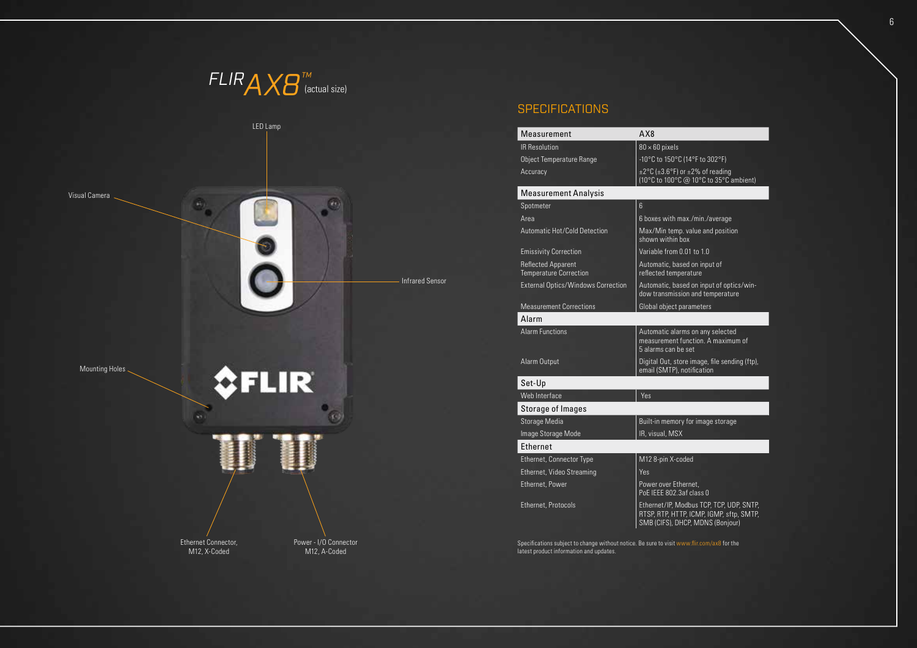# FLIR AX8™ (actual size)

LED Lamp

Visual Camera

Infrared Sensor

Mounting Holes

Ethernet Connector, M12, X-Coded

Power - I/O Connector M12, A-Coded

## SPECIFICATIONS

| Measurement | AX8 |
|---|---|
| IR Resolution | 80 × 60 pixels |
| Object Temperature Range | -10°C to 150°C (14°F to 302°F) |
| Accuracy | ±2°C (±3.6°F) or ±2% of reading (10°C to 100°C @ 10°C to 35°C ambient) |
| **Measurement Analysis** | |
| Spotmeter | 6 |
| Area | 6 boxes with max./min./average |
| Automatic Hot/Cold Detection | Max/Min temp. value and position shown within box |
| Emissivity Correction | Variable from 0.01 to 1.0 |
| Reflected Apparent Temperature Correction | Automatic, based on input of reflected temperature |
| External Optics/Windows Correction | Automatic, based on input of optics/window transmission and temperature |
| Measurement Corrections | Global object parameters |
| **Alarm** | |
| Alarm Functions | Automatic alarms on any selected measurement function. A maximum of 5 alarms can be set |
| Alarm Output | Digital Out, store image, file sending (ftp), email (SMTP), notification |
| **Set-Up** | |
| Web Interface | Yes |
| **Storage of Images** | |
| Storage Media | Built-in memory for image storage |
| Image Storage Mode | IR, visual, MSX |
| **Ethernet** | |
| Ethernet, Connector Type | M12 8-pin X-coded |
| Ethernet, Video Streaming | Yes |
| Ethernet, Power | Power over Ethernet, PoE IEEE 802.3af class 0 |
| Ethernet, Protocols | Ethernet/IP, Modbus TCP, TCP, UDP, SNTP, RTSP, RTP, HTTP, ICMP, IGMP, sftp, SMTP, SMB (CIFS), DHCP, MDNS (Bonjour) |

Specifications subject to change without notice. Be sure to visit www.flir.com/ax8 for the latest product information and updates.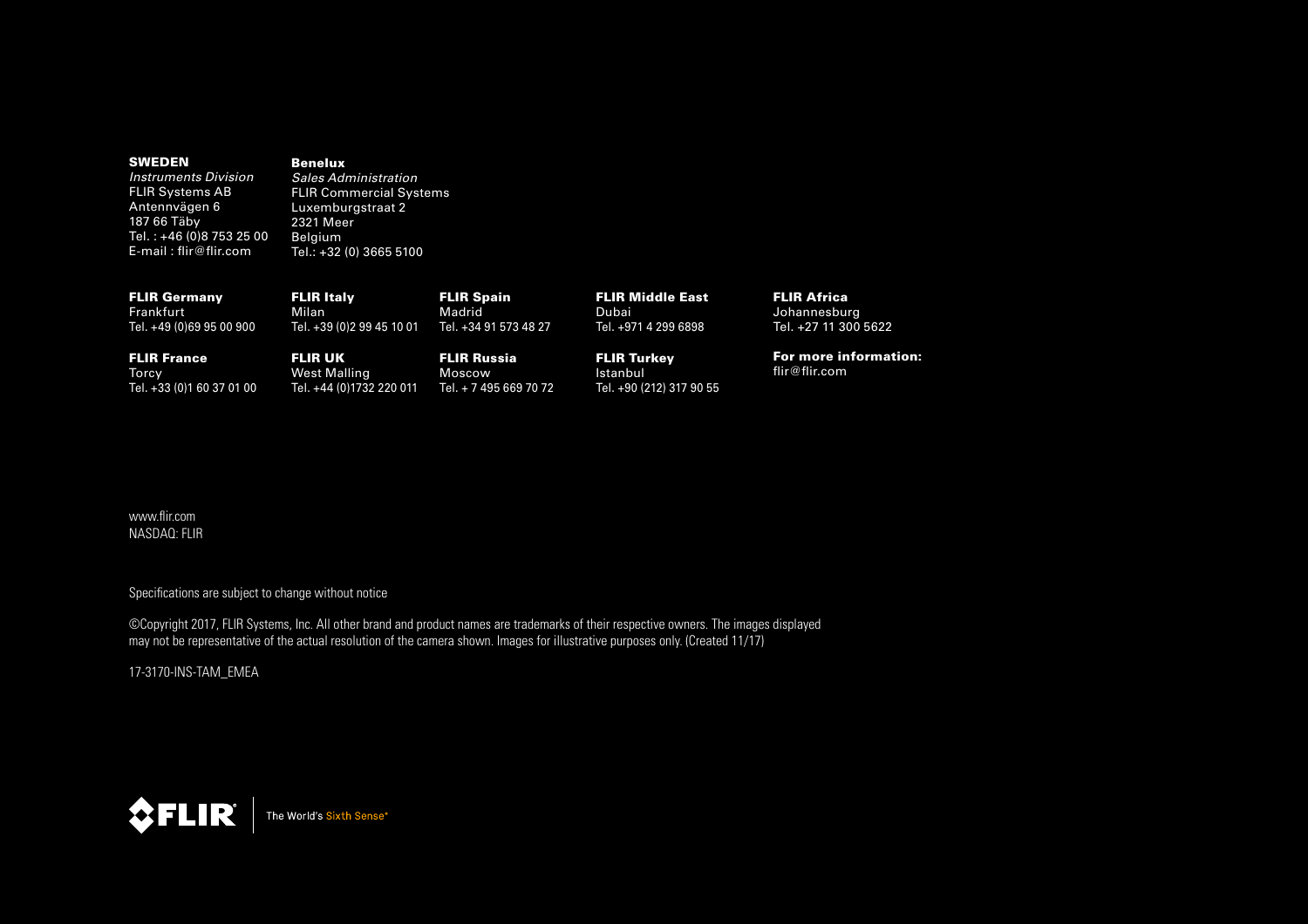**SWEDEN**
*Instruments Division*
FLIR Systems AB
Antennvägen 6
187 66 Täby
Tel. : +46 (0)8 753 25 00
E-mail : flir@flir.com

**Benelux**
*Sales Administration*
FLIR Commercial Systems
Luxemburgstraat 2
2321 Meer
Belgium
Tel.: +32 (0) 3665 5100

**FLIR Germany**
Frankfurt
Tel. +49 (0)69 95 00 900

**FLIR France**
Torcy
Tel. +33 (0)1 60 37 01 00

**FLIR Italy**
Milan
Tel. +39 (0)2 99 45 10 01

**FLIR UK**
West Malling
Tel. +44 (0)1732 220 011

**FLIR Spain**
Madrid
Tel. +34 91 573 48 27

**FLIR Russia**
Moscow
Tel. + 7 495 669 70 72

**FLIR Middle East**
Dubai
Tel. +971 4 299 6898

**FLIR Turkey**
Istanbul
Tel. +90 (212) 317 90 55

**FLIR Africa**
Johannesburg
Tel. +27 11 300 5622

**For more information:**
flir@flir.com

www.flir.com
NASDAQ: FLIR

Specifications are subject to change without notice

©Copyright 2017, FLIR Systems, Inc. All other brand and product names are trademarks of their respective owners. The images displayed may not be representative of the actual resolution of the camera shown. Images for illustrative purposes only. (Created 11/17)

17-3170-INS-TAM_EMEA

FLIR® | The World's Sixth Sense®